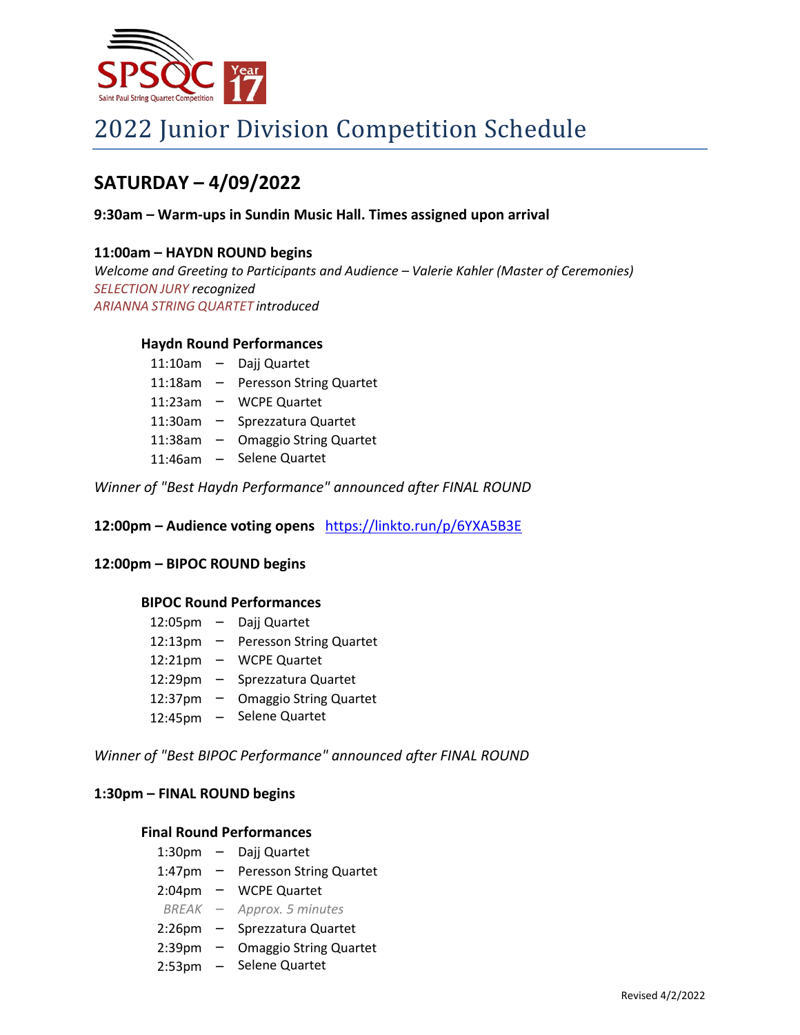SPSQC Saint Paul String Quartet Competition Year 17

# 2022 Junior Division Competition Schedule

## SATURDAY – 4/09/2022

**9:30am – Warm-ups in Sundin Music Hall. Times assigned upon arrival**

**11:00am – HAYDN ROUND begins**

*Welcome and Greeting to Participants and Audience – Valerie Kahler (Master of Ceremonies)*
*SELECTION JURY recognized*
*ARIANNA STRING QUARTET introduced*

### Haydn Round Performances

- 11:10am – Dajj Quartet
- 11:18am – Peresson String Quartet
- 11:23am – WCPE Quartet
- 11:30am – Sprezzatura Quartet
- 11:38am – Omaggio String Quartet
- 11:46am – Selene Quartet

*Winner of "Best Haydn Performance" announced after FINAL ROUND*

**12:00pm – Audience voting opens** https://linkto.run/p/6YXA5B3E

**12:00pm – BIPOC ROUND begins**

### BIPOC Round Performances

- 12:05pm – Dajj Quartet
- 12:13pm – Peresson String Quartet
- 12:21pm – WCPE Quartet
- 12:29pm – Sprezzatura Quartet
- 12:37pm – Omaggio String Quartet
- 12:45pm – Selene Quartet

*Winner of "Best BIPOC Performance" announced after FINAL ROUND*

**1:30pm – FINAL ROUND begins**

### Final Round Performances

- 1:30pm – Dajj Quartet
- 1:47pm – Peresson String Quartet
- 2:04pm – WCPE Quartet
- *BREAK – Approx. 5 minutes*
- 2:26pm – Sprezzatura Quartet
- 2:39pm – Omaggio String Quartet
- 2:53pm – Selene Quartet

Revised 4/2/2022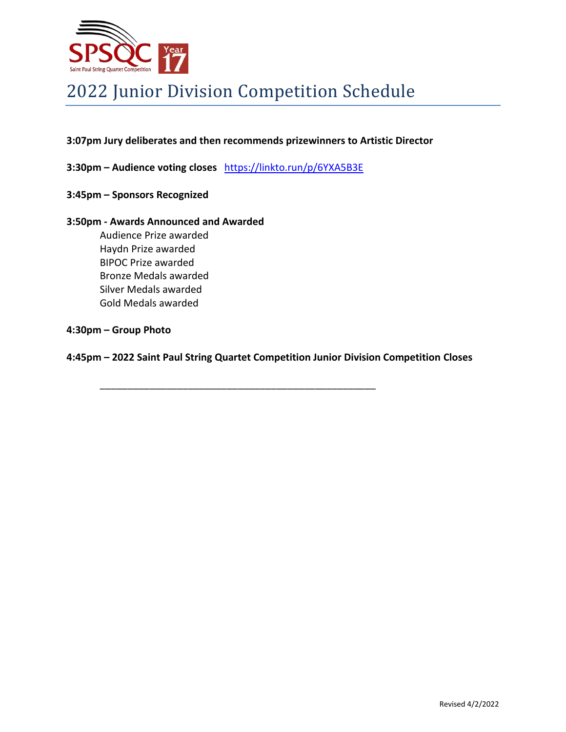# 2022 Junior Division Competition Schedule

**3:07pm Jury deliberates and then recommends prizewinners to Artistic Director**

**3:30pm – Audience voting closes** https://linkto.run/p/6YXA5B3E

**3:45pm – Sponsors Recognized**

**3:50pm - Awards Announced and Awarded**

Audience Prize awarded
Haydn Prize awarded
BIPOC Prize awarded
Bronze Medals awarded
Silver Medals awarded
Gold Medals awarded

**4:30pm – Group Photo**

**4:45pm – 2022 Saint Paul String Quartet Competition Junior Division Competition Closes**

---

Revised 4/2/2022